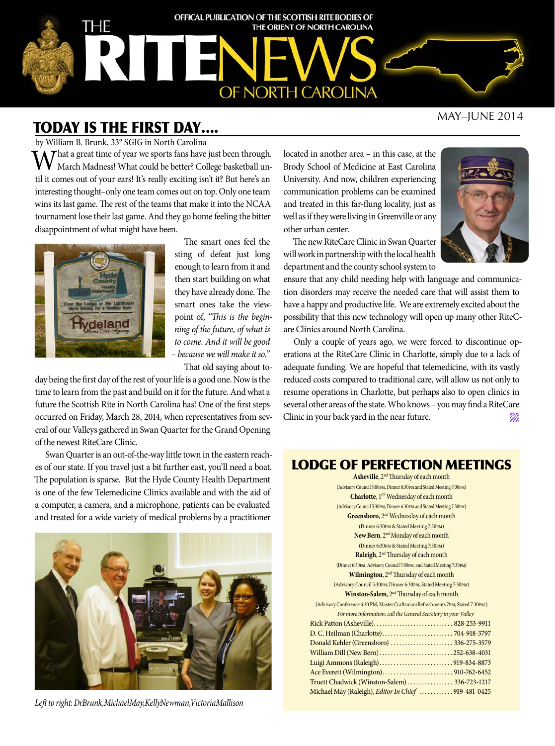# THE RITE NEWS OF NORTH CAROLINA

OFFICAL PUBLICATION OF THE SCOTTISH RITE BODIES OF THE ORIENT OF NORTH CAROLINA

MAY–JUNE 2014

## TODAY IS THE FIRST DAY....

by William B. Brunk, 33° SGIG in North Carolina

What a great time of year we sports fans have just been through. March Madness! What could be better? College basketball until it comes out of your ears! It's really exciting isn't it? But here's an interesting thought–only one team comes out on top. Only one team wins its last game. The rest of the teams that make it into the NCAA tournament lose their last game. And they go home feeling the bitter disappointment of what might have been.

The smart ones feel the sting of defeat just long enough to learn from it and then start building on what they have already done. The smart ones take the viewpoint of, *"This is the beginning of the future, of what is to come. And it will be good – because we will make it so."*

That old saying about today being the first day of the rest of your life is a good one. Now is the time to learn from the past and build on it for the future. And what a future the Scottish Rite in North Carolina has! One of the first steps occurred on Friday, March 28, 2014, when representatives from several of our Valleys gathered in Swan Quarter for the Grand Opening of the newest RiteCare Clinic.

Swan Quarter is an out-of-the-way little town in the eastern reaches of our state. If you travel just a bit further east, you'll need a boat. The population is sparse. But the Hyde County Health Department is one of the few Telemedicine Clinics available and with the aid of a computer, a camera, and a microphone, patients can be evaluated and treated for a wide variety of medical problems by a practitioner located in another area – in this case, at the Brody School of Medicine at East Carolina University. And now, children experiencing communication problems can be examined and treated in this far-flung locality, just as well as if they were living in Greenville or any other urban center.

*Left to right: DrBrunk,MichaelMay,KellyNewman,VictoriaMallison*

The new RiteCare Clinic in Swan Quarter will work in partnership with the local health department and the county school system to ensure that any child needing help with language and communication disorders may receive the needed care that will assist them to have a happy and productive life. We are extremely excited about the possibility that this new technology will open up many other RiteCare Clinics around North Carolina.

Only a couple of years ago, we were forced to discontinue operations at the RiteCare Clinic in Charlotte, simply due to a lack of adequate funding. We are hopeful that telemedicine, with its vastly reduced costs compared to traditional care, will allow us not only to resume operations in Charlotte, but perhaps also to open clinics in several other areas of the state. Who knows – you may find a RiteCare Clinic in your back yard in the near future.

## LODGE OF PERFECTION MEETINGS

**Asheville**, 2nd Thursday of each month
(Advisory Council 5:00PM, Dinner 6:30PM and Stated Meeting 7:00PM)

**Charlotte**, 1ST Wednesday of each month
(Advisory Council 5:30PM, Dinner 6:30PM and Stated Meeting 7:30PM)

**Greensboro**, 2nd Wednesday of each month
(Dinner 6:30PM & Stated Meeting 7:30PM)

**New Bern**, 2nd Monday of each month
(Dinner 6:30PM & Stated Meeting 7:30PM)

**Raleigh**, 2nd Thursday of each month
(Dinner 6:30PM, Advisory Council 7:00PM, and Stated Meeting 7:30PM)

**Wilmington**, 2nd Thursday of each month
(Advisory Council 5:30PM, Dinner 6:30PM, Stated Meeting 7:30PM)

**Winston-Salem**, 2nd Thursday of each month
(Advisory Conference 6:30 PM, Master Craftsman/Refreshments 7PM, Stated 7:30PM )

*For more information, call the General Secretary in your Valley*

Rick Patton (Asheville) .......... 828-253-9911
D. C. Heilman (Charlotte) .......... 704-918-3797
Donald Kehler (Greensboro) .......... 336-275-3579
William Dill (New Bern) .......... 252-638-4031
Luigi Ammons (Raleigh) .......... 919-834-8873
Ace Everett (Wilmington) .......... 910-762-6452
Truett Chadwick (Winston-Salem) .......... 336-723-1217
Michael May (Raleigh), *Editor In Chief* .......... 919-481-0425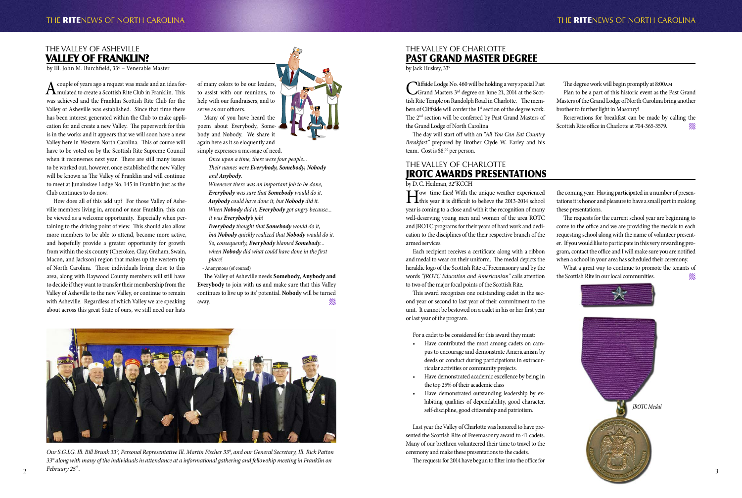## THE VALLEY OF ASHEVILLE
# VALLEY OF FRANKLIN?

by Ill. John M. Burchfield, 33° – Venerable Master

A couple of years ago a request was made and an idea formulated to create a Scottish Rite Club in Franklin. This was achieved and the Franklin Scottish Rite Club for the Valley of Asheville was established. Since that time there has been interest generated within the Club to make application for and create a new Valley. The paperwork for this is in the works and it appears that we will soon have a new Valley here in Western North Carolina. This of course will have to be voted on by the Scottish Rite Supreme Council when it reconvenes next year. There are still many issues to be worked out, however, once established the new Valley will be known as The Valley of Franklin and will continue to meet at Junaluskee Lodge No. 145 in Franklin just as the Club continues to do now.

How does all of this add up? For those Valley of Asheville members living in, around or near Franklin, this can be viewed as a welcome opportunity. Especially when pertaining to the driving point of view. This should also allow more members to be able to attend, become more active, and hopefully provide a greater opportunity for growth from within the six county (Cherokee, Clay, Graham, Swain, Macon, and Jackson) region that makes up the western tip of North Carolina. Those individuals living close to this area, along with Haywood County members will still have to decide if they want to transfer their membership from the Valley of Asheville to the new Valley, or continue to remain with Asheville. Regardless of which Valley we are speaking about across this great State of ours, we still need our hats of many colors to be our leaders, to assist with our reunions, to help with our fundraisers, and to serve as our officers.

Many of you have heard the poem about Everybody, Somebody and Nobody. We share it again here as it so eloquently and simply expresses a message of need.

*Once upon a time, there were four people...*
*Their names were **Everybody, Somebody, Nobody** and **Anybody**.*
*Whenever there was an important job to be done,*
***Everybody** was sure that **Somebody** would do it.*
***Anybody** could have done it, but **Nobody** did it.*
*When **Nobody** did it, **Everybody** got angry because...*
*it was **Everybody's** job!*
***Everybody** thought that **Somebody** would do it,*
*but **Nobody** quickly realized that **Nobody** would do it.*
*So, consequently, **Everybody** blamed **Somebody**...*
*when **Nobody** did what could have done in the first place!*

- Anonymous (of course!)

The Valley of Asheville needs **Somebody, Anybody and Everybody** to join with us and make sure that this Valley continues to live up to its' potential. **Nobody** will be turned away.

*Our S.G.I.G. Ill. Bill Brunk 33°, Personal Representative Ill. Martin Fischer 33°, and our General Secretary, Ill. Rick Patton 33° along with many of the individuals in attendance at a informational gathering and fellowship meeting in Franklin on February 25th.*

## THE VALLEY OF CHARLOTTE
# PAST GRAND MASTER DEGREE

by Jack Huskey, 33°

Cliffside Lodge No. 460 will be holding a very special Past Grand Masters 3rd degree on June 21, 2014 at the Scottish Rite Temple on Randolph Road in Charlotte. The members of Cliffside will confer the 1st section of the degree work. The 2nd section will be conferred by Past Grand Masters of the Grand Lodge of North Carolina

The day will start off with an *"All You Can Eat Country Breakfast"* prepared by Brother Clyde W. Earley and his team. Cost is $8.00 per person.

The degree work will begin promptly at 8:00AM

Plan to be a part of this historic event as the Past Grand Masters of the Grand Lodge of North Carolina bring another brother to further light in Masonry!

Reservations for breakfast can be made by calling the Scottish Rite office in Charlotte at 704-365-3579.

## THE VALLEY OF CHARLOTTE
# JROTC AWARDS PRESENTATIONS

by D. C. Heilman, 32°KCCH

How time flies! With the unique weather experienced this year it is difficult to believe the 2013-2014 school year is coming to a close and with it the recognition of many well-deserving young men and women of the area ROTC and JROTC programs for their years of hard work and dedication to the disciplines of the their respective branch of the armed services.

Each recipient receives a certificate along with a ribbon and medal to wear on their uniform. The medal depicts the heraldic logo of the Scottish Rite of Freemasonry and by the words *"JROTC Education and Americanism"* calls attention to two of the major focal points of the Scottish Rite.

This award recognizes one outstanding cadet in the second year or second to last year of their commitment to the unit. It cannot be bestowed on a cadet in his or her first year or last year of the program.

For a cadet to be considered for this award they must:

- Have contributed the most among cadets on campus to encourage and demonstrate Americanism by deeds or conduct during participations in extracurricular activities or community projects.
- Have demonstrated academic excellence by being in the top 25% of their academic class
- Have demonstrated outstanding leadership by exhibiting qualities of dependability, good character, self-discipline, good citizenship and patriotism.

Last year the Valley of Charlotte was honored to have presented the Scottish Rite of Freemasonry award to 41 cadets. Many of our brethren volunteered their time to travel to the ceremony and make these presentations to the cadets.

The requests for 2014 have begun to filter into the office for the coming year. Having participated in a number of presentations it is honor and pleasure to have a small part in making these presentations.

The requests for the current school year are beginning to come to the office and we are providing the medals to each requesting school along with the name of volunteer presenter. If you would like to participate in this very rewarding program, contact the office and I will make sure you are notified when a school in your area has scheduled their ceremony.

What a great way to continue to promote the tenants of the Scottish Rite in our local communities.

*JROTC Medal*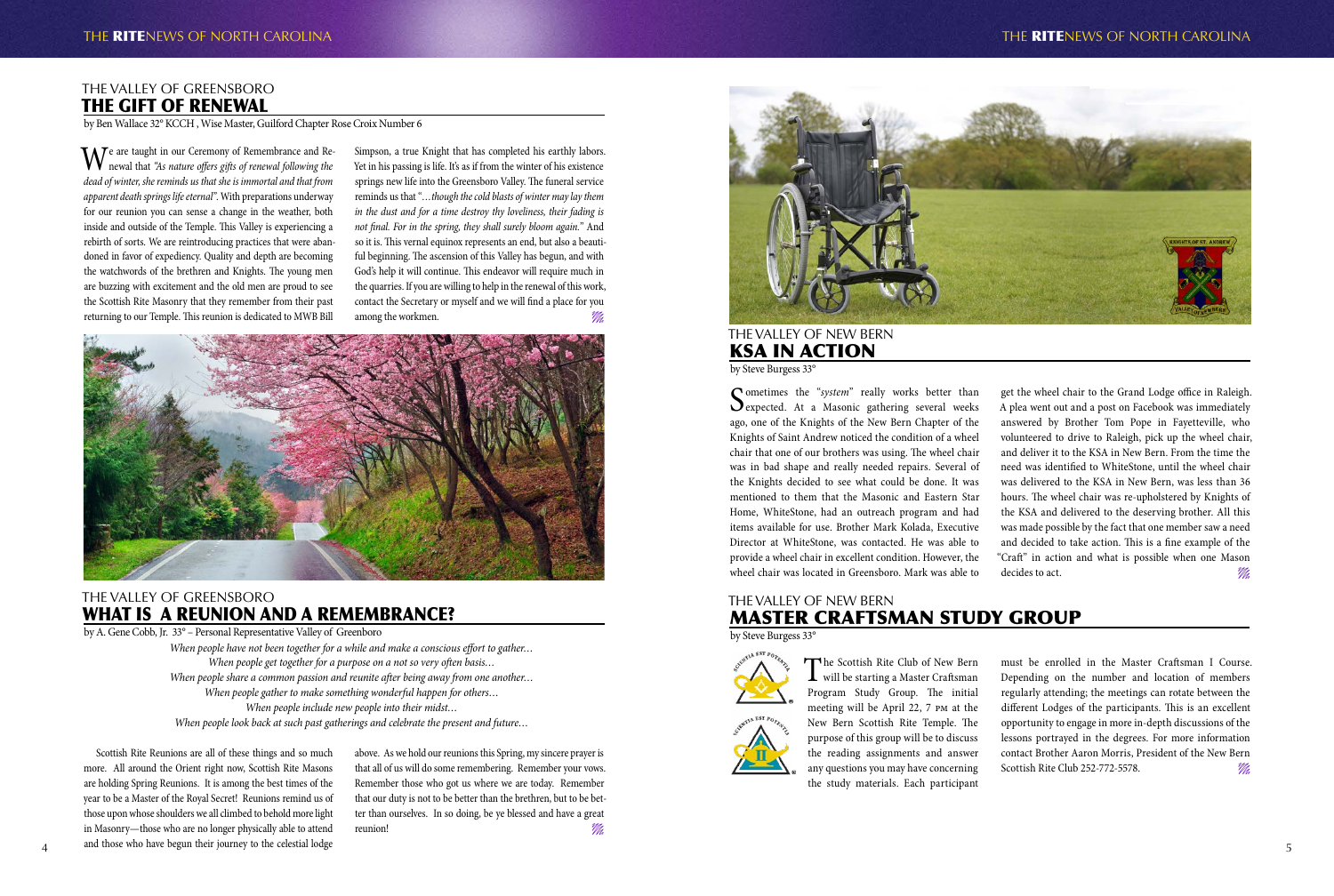## THE VALLEY OF GREENSBORO
# THE GIFT OF RENEWAL

by Ben Wallace 32° KCCH , Wise Master, Guilford Chapter Rose Croix Number 6

We are taught in our Ceremony of Remembrance and Renewal that *"As nature offers gifts of renewal following the dead of winter, she reminds us that she is immortal and that from apparent death springs life eternal"*. With preparations underway for our reunion you can sense a change in the weather, both inside and outside of the Temple. This Valley is experiencing a rebirth of sorts. We are reintroducing practices that were abandoned in favor of expediency. Quality and depth are becoming the watchwords of the brethren and Knights. The young men are buzzing with excitement and the old men are proud to see the Scottish Rite Masonry that they remember from their past returning to our Temple. This reunion is dedicated to MWB Bill Simpson, a true Knight that has completed his earthly labors. Yet in his passing is life. It's as if from the winter of his existence springs new life into the Greensboro Valley. The funeral service reminds us that *"…though the cold blasts of winter may lay them in the dust and for a time destroy thy loveliness, their fading is not final. For in the spring, they shall surely bloom again."* And so it is. This vernal equinox represents an end, but also a beautiful beginning. The ascension of this Valley has begun, and with God's help it will continue. This endeavor will require much in the quarries. If you are willing to help in the renewal of this work, contact the Secretary or myself and we will find a place for you among the workmen.

## THE VALLEY OF GREENSBORO
# WHAT IS A REUNION AND A REMEMBRANCE?

by A. Gene Cobb, Jr. 33° – Personal Representative Valley of Greenboro

*When people have not been together for a while and make a conscious effort to gather…*
*When people get together for a purpose on a not so very often basis…*
*When people share a common passion and reunite after being away from one another…*
*When people gather to make something wonderful happen for others…*
*When people include new people into their midst…*
*When people look back at such past gatherings and celebrate the present and future…*

Scottish Rite Reunions are all of these things and so much more. All around the Orient right now, Scottish Rite Masons are holding Spring Reunions. It is among the best times of the year to be a Master of the Royal Secret! Reunions remind us of those upon whose shoulders we all climbed to behold more light in Masonry—those who are no longer physically able to attend and those who have begun their journey to the celestial lodge above. As we hold our reunions this Spring, my sincere prayer is that all of us will do some remembering. Remember your vows. Remember those who got us where we are today. Remember that our duty is not to be better than the brethren, but to be better than ourselves. In so doing, be ye blessed and have a great reunion!

## THE VALLEY OF NEW BERN
# KSA IN ACTION

by Steve Burgess 33°

Sometimes the "*system*" really works better than expected. At a Masonic gathering several weeks ago, one of the Knights of the New Bern Chapter of the Knights of Saint Andrew noticed the condition of a wheel chair that one of our brothers was using. The wheel chair was in bad shape and really needed repairs. Several of the Knights decided to see what could be done. It was mentioned to them that the Masonic and Eastern Star Home, WhiteStone, had an outreach program and had items available for use. Brother Mark Kolada, Executive Director at WhiteStone, was contacted. He was able to provide a wheel chair in excellent condition. However, the wheel chair was located in Greensboro. Mark was able to get the wheel chair to the Grand Lodge office in Raleigh. A plea went out and a post on Facebook was immediately answered by Brother Tom Pope in Fayetteville, who volunteered to drive to Raleigh, pick up the wheel chair, and deliver it to the KSA in New Bern. From the time the need was identified to WhiteStone, until the wheel chair was delivered to the KSA in New Bern, was less than 36 hours. The wheel chair was re-upholstered by Knights of the KSA and delivered to the deserving brother. All this was made possible by the fact that one member saw a need and decided to take action. This is a fine example of the "Craft" in action and what is possible when one Mason decides to act.

## THE VALLEY OF NEW BERN
# MASTER CRAFTSMAN STUDY GROUP

by Steve Burgess 33°

The Scottish Rite Club of New Bern will be starting a Master Craftsman Program Study Group. The initial meeting will be April 22, 7 PM at the New Bern Scottish Rite Temple. The purpose of this group will be to discuss the reading assignments and answer any questions you may have concerning the study materials. Each participant must be enrolled in the Master Craftsman I Course. Depending on the number and location of members regularly attending; the meetings can rotate between the different Lodges of the participants. This is an excellent opportunity to engage in more in-depth discussions of the lessons portrayed in the degrees. For more information contact Brother Aaron Morris, President of the New Bern Scottish Rite Club 252-772-5578.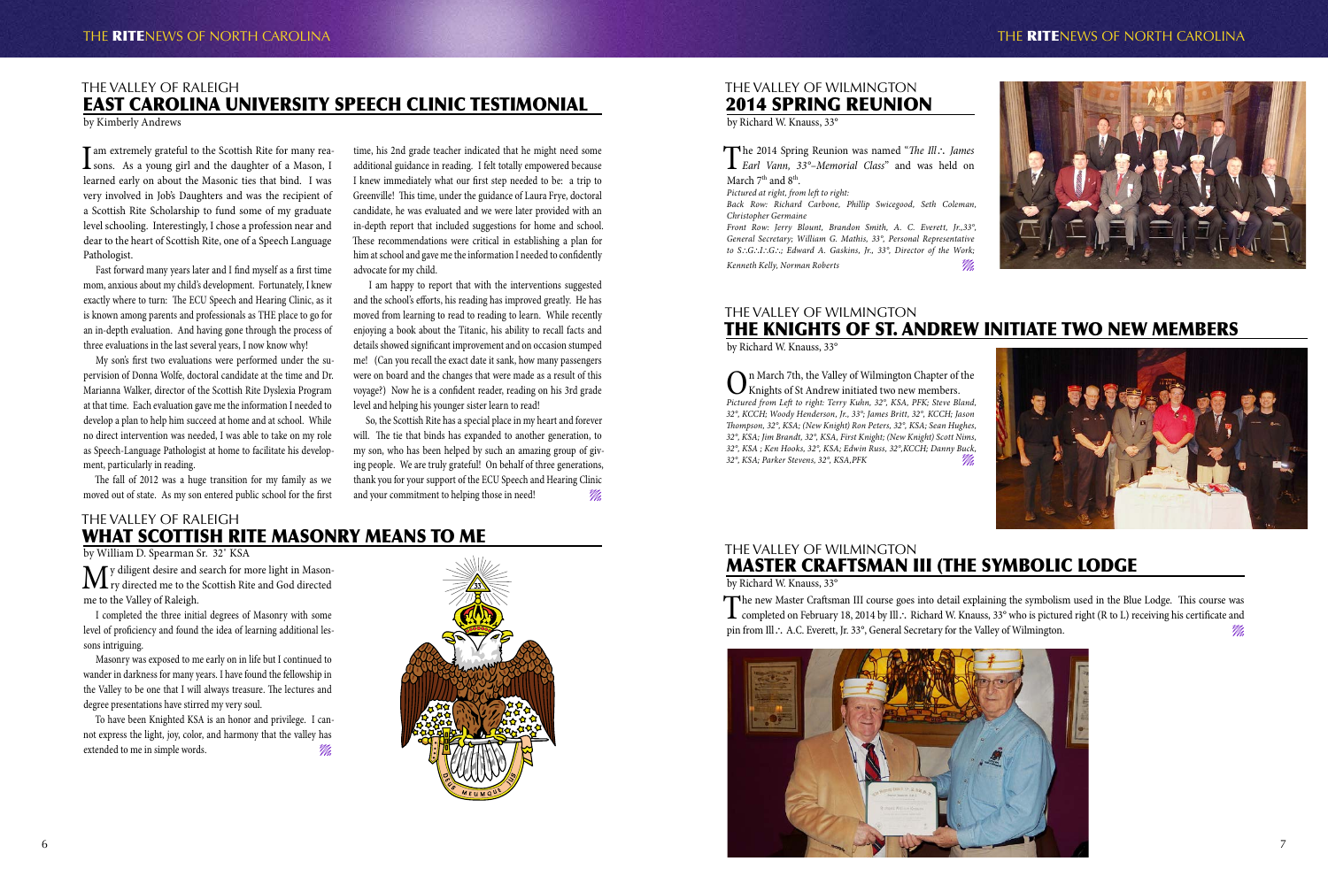## THE VALLEY OF RALEIGH
# EAST CAROLINA UNIVERSITY SPEECH CLINIC TESTIMONIAL

by Kimberly Andrews

I am extremely grateful to the Scottish Rite for many reasons. As a young girl and the daughter of a Mason, I learned early on about the Masonic ties that bind. I was very involved in Job's Daughters and was the recipient of a Scottish Rite Scholarship to fund some of my graduate level schooling. Interestingly, I chose a profession near and dear to the heart of Scottish Rite, one of a Speech Language Pathologist.

Fast forward many years later and I find myself as a first time mom, anxious about my child's development. Fortunately, I knew exactly where to turn: The ECU Speech and Hearing Clinic, as it is known among parents and professionals as THE place to go for an in-depth evaluation. And having gone through the process of three evaluations in the last several years, I now know why!

My son's first two evaluations were performed under the supervision of Donna Wolfe, doctoral candidate at the time and Dr. Marianna Walker, director of the Scottish Rite Dyslexia Program at that time. Each evaluation gave me the information I needed to develop a plan to help him succeed at home and at school. While no direct intervention was needed, I was able to take on my role as Speech-Language Pathologist at home to facilitate his development, particularly in reading.

The fall of 2012 was a huge transition for my family as we moved out of state. As my son entered public school for the first time, his 2nd grade teacher indicated that he might need some additional guidance in reading. I felt totally empowered because I knew immediately what our first step needed to be: a trip to Greenville! This time, under the guidance of Laura Frye, doctoral candidate, he was evaluated and we were later provided with an in-depth report that included suggestions for home and school. These recommendations were critical in establishing a plan for him at school and gave me the information I needed to confidently advocate for my child.

I am happy to report that with the interventions suggested and the school's efforts, his reading has improved greatly. He has moved from learning to read to reading to learn. While recently enjoying a book about the Titanic, his ability to recall facts and details showed significant improvement and on occasion stumped me! (Can you recall the exact date it sank, how many passengers were on board and the changes that were made as a result of this voyage?) Now he is a confident reader, reading on his 3rd grade level and helping his younger sister learn to read!

So, the Scottish Rite has a special place in my heart and forever will. The tie that binds has expanded to another generation, to my son, who has been helped by such an amazing group of giving people. We are truly grateful! On behalf of three generations, thank you for your support of the ECU Speech and Hearing Clinic and your commitment to helping those in need!

## THE VALLEY OF RALEIGH
# WHAT SCOTTISH RITE MASONRY MEANS TO ME

by William D. Spearman Sr. 32° KSA

My diligent desire and search for more light in Masonry directed me to the Scottish Rite and God directed me to the Valley of Raleigh.

I completed the three initial degrees of Masonry with some level of proficiency and found the idea of learning additional lessons intriguing.

Masonry was exposed to me early on in life but I continued to wander in darkness for many years. I have found the fellowship in the Valley to be one that I will always treasure. The lectures and degree presentations have stirred my very soul.

To have been Knighted KSA is an honor and privilege. I cannot express the light, joy, color, and harmony that the valley has extended to me in simple words.

## THE VALLEY OF WILMINGTON
# 2014 SPRING REUNION

by Richard W. Knauss, 33°

The 2014 Spring Reunion was named "*The Ill.∴ James Earl Vann, 33°–Memorial Class*" and was held on March 7th and 8th.

*Pictured at right, from left to right:*
*Back Row: Richard Carbone, Phillip Swicegood, Seth Coleman, Christopher Germaine*
*Front Row: Jerry Blount, Brandon Smith, A. C. Everett, Jr.,33°, General Secretary; William G. Mathis, 33°, Personal Representative to S.∴G.∴I.∴G.∴; Edward A. Gaskins, Jr., 33°, Director of the Work; Kenneth Kelly, Norman Roberts*

## THE VALLEY OF WILMINGTON
# THE KNIGHTS OF ST. ANDREW INITIATE TWO NEW MEMBERS

by Richard W. Knauss, 33°

On March 7th, the Valley of Wilmington Chapter of the Knights of St Andrew initiated two new members.

*Pictured from Left to right: Terry Kuhn, 32°, KSA, PFK; Steve Bland, 32°, KCCH; Woody Henderson, Jr., 33°; James Britt, 32°, KCCH; Jason Thompson, 32°, KSA; (New Knight) Ron Peters, 32°, KSA; Sean Hughes, 32°, KSA; Jim Brandt, 32°, KSA, First Knight; (New Knight) Scott Nims, 32°, KSA ; Ken Hooks, 32°, KSA; Edwin Russ, 32°,KCCH; Danny Buck, 32°, KSA; Parker Stevens, 32°, KSA,PFK*

## THE VALLEY OF WILMINGTON
# MASTER CRAFTSMAN III (THE SYMBOLIC LODGE

by Richard W. Knauss, 33°

The new Master Craftsman III course goes into detail explaining the symbolism used in the Blue Lodge. This course was completed on February 18, 2014 by Ill.∴ Richard W. Knauss, 33° who is pictured right (R to L) receiving his certificate and pin from Ill.∴ A.C. Everett, Jr. 33°, General Secretary for the Valley of Wilmington.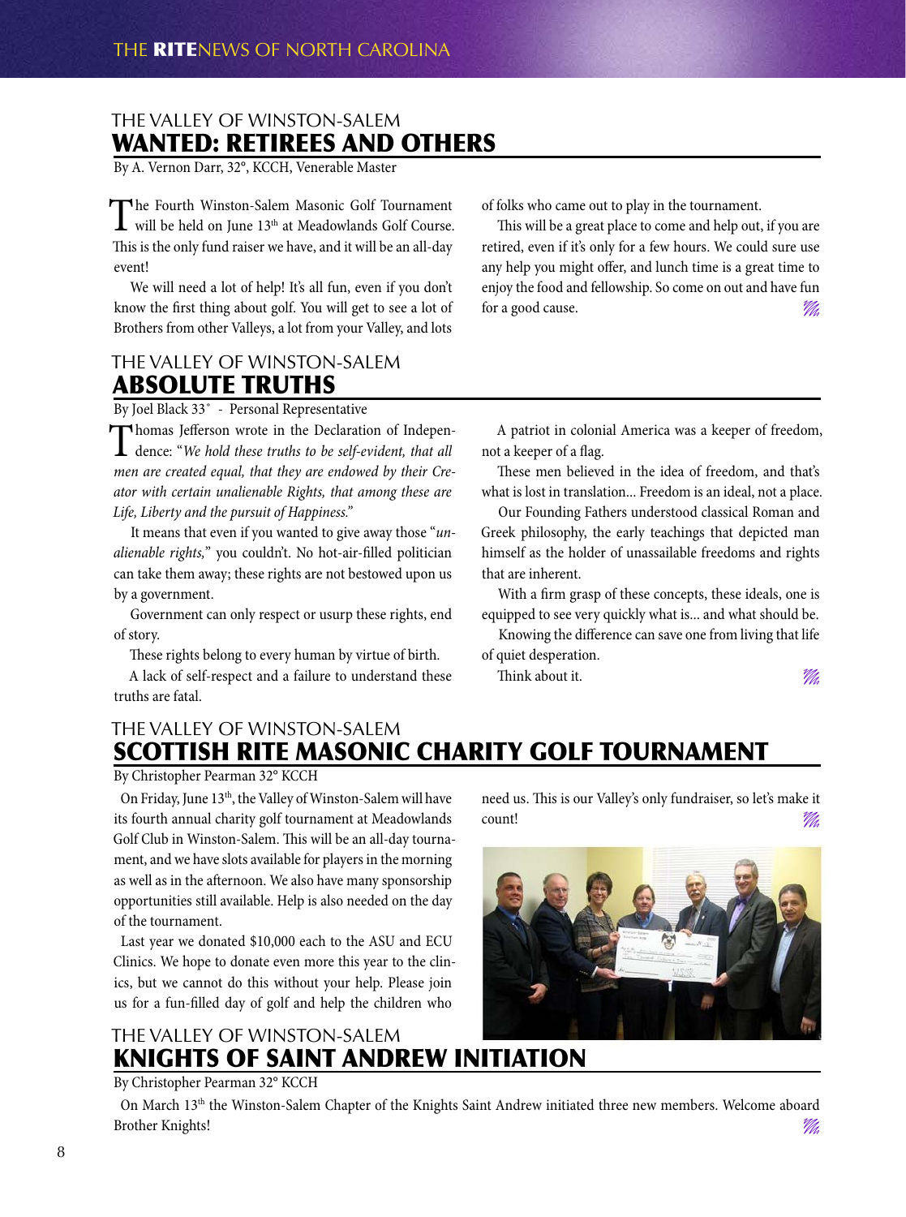## THE VALLEY OF WINSTON-SALEM
# WANTED: RETIREES AND OTHERS

By A. Vernon Darr, 32°, KCCH, Venerable Master

The Fourth Winston-Salem Masonic Golf Tournament will be held on June 13th at Meadowlands Golf Course. This is the only fund raiser we have, and it will be an all-day event!

We will need a lot of help! It's all fun, even if you don't know the first thing about golf. You will get to see a lot of Brothers from other Valleys, a lot from your Valley, and lots of folks who came out to play in the tournament.

This will be a great place to come and help out, if you are retired, even if it's only for a few hours. We could sure use any help you might offer, and lunch time is a great time to enjoy the food and fellowship. So come on out and have fun for a good cause.

## THE VALLEY OF WINSTON-SALEM
# ABSOLUTE TRUTHS

By Joel Black 33° - Personal Representative

Thomas Jefferson wrote in the Declaration of Independence: "*We hold these truths to be self-evident, that all men are created equal, that they are endowed by their Creator with certain unalienable Rights, that among these are Life, Liberty and the pursuit of Happiness.*"

It means that even if you wanted to give away those "*unalienable rights,*" you couldn't. No hot-air-filled politician can take them away; these rights are not bestowed upon us by a government.

Government can only respect or usurp these rights, end of story.

These rights belong to every human by virtue of birth.

A lack of self-respect and a failure to understand these truths are fatal.

A patriot in colonial America was a keeper of freedom, not a keeper of a flag.

These men believed in the idea of freedom, and that's what is lost in translation... Freedom is an ideal, not a place.

Our Founding Fathers understood classical Roman and Greek philosophy, the early teachings that depicted man himself as the holder of unassailable freedoms and rights that are inherent.

With a firm grasp of these concepts, these ideals, one is equipped to see very quickly what is... and what should be.

Knowing the difference can save one from living that life of quiet desperation.

Think about it.

## THE VALLEY OF WINSTON-SALEM
# SCOTTISH RITE MASONIC CHARITY GOLF TOURNAMENT

By Christopher Pearman 32° KCCH

On Friday, June 13th, the Valley of Winston-Salem will have its fourth annual charity golf tournament at Meadowlands Golf Club in Winston-Salem. This will be an all-day tournament, and we have slots available for players in the morning as well as in the afternoon. We also have many sponsorship opportunities still available. Help is also needed on the day of the tournament.

Last year we donated $10,000 each to the ASU and ECU Clinics. We hope to donate even more this year to the clinics, but we cannot do this without your help. Please join us for a fun-filled day of golf and help the children who need us. This is our Valley's only fundraiser, so let's make it count!

## THE VALLEY OF WINSTON-SALEM
# KNIGHTS OF SAINT ANDREW INITIATION

By Christopher Pearman 32° KCCH

On March 13th the Winston-Salem Chapter of the Knights Saint Andrew initiated three new members. Welcome aboard Brother Knights!